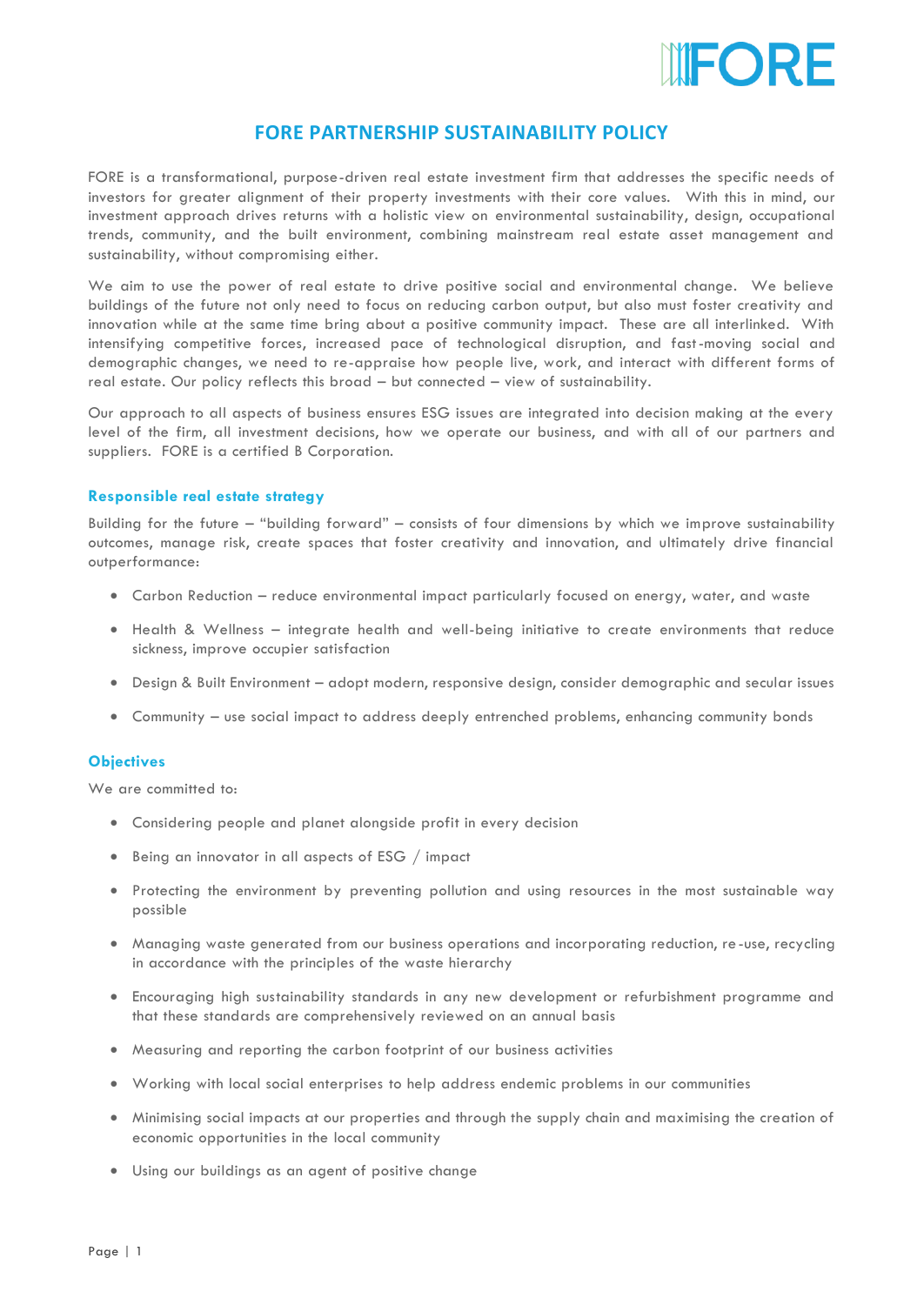# FORE PARTNERSHIP SUSTAINABILITY POLICY

FORE is a transformational, purpose-driven real estate investment firm that addresses the specific needs of investors for greater alignment of their property investments with their core values. With this in mind, our investment approach drives returns with a holistic view on environmental sustainability, design, occupational trends, community, and the built environment, combining mainstream real estate asset management and sustainability, without compromising either.

We aim to use the power of real estate to drive positive social and environmental change. We believe buildings of the future not only need to focus on reducing carbon output, but also must foster creativity and innovation while at the same time bring about a positive community impact. These are all interlinked. With intensifying competitive forces, increased pace of technological disruption, and fast-moving social and demographic changes, we need to re-appraise how people live, work, and interact with different forms of real estate. Our policy reflects this broad – but connected – view of sustainability.

Our approach to all aspects of business ensures ESG issues are integrated into decision making at the every level of the firm, all investment decisions, how we operate our business, and with all of our partners and suppliers. FORE is a certified B Corporation.

## Responsible real estate strategy

Building for the future – "building forward" – consists of four dimensions by which we improve sustainability outcomes, manage risk, create spaces that foster creativity and innovation, and ultimately drive financial outperformance:

- Carbon Reduction – reduce environmental impact particularly focused on energy, water, and waste
- Health & Wellness – integrate health and well-being initiative to create environments that reduce sickness, improve occupier satisfaction
- Design & Built Environment – adopt modern, responsive design, consider demographic and secular issues
- Community – use social impact to address deeply entrenched problems, enhancing community bonds

## Objectives

We are committed to:

- Considering people and planet alongside profit in every decision
- Being an innovator in all aspects of ESG / impact
- Protecting the environment by preventing pollution and using resources in the most sustainable way possible
- Managing waste generated from our business operations and incorporating reduction, re-use, recycling in accordance with the principles of the waste hierarchy
- Encouraging high sustainability standards in any new development or refurbishment programme and that these standards are comprehensively reviewed on an annual basis
- Measuring and reporting the carbon footprint of our business activities
- Working with local social enterprises to help address endemic problems in our communities
- Minimising social impacts at our properties and through the supply chain and maximising the creation of economic opportunities in the local community
- Using our buildings as an agent of positive change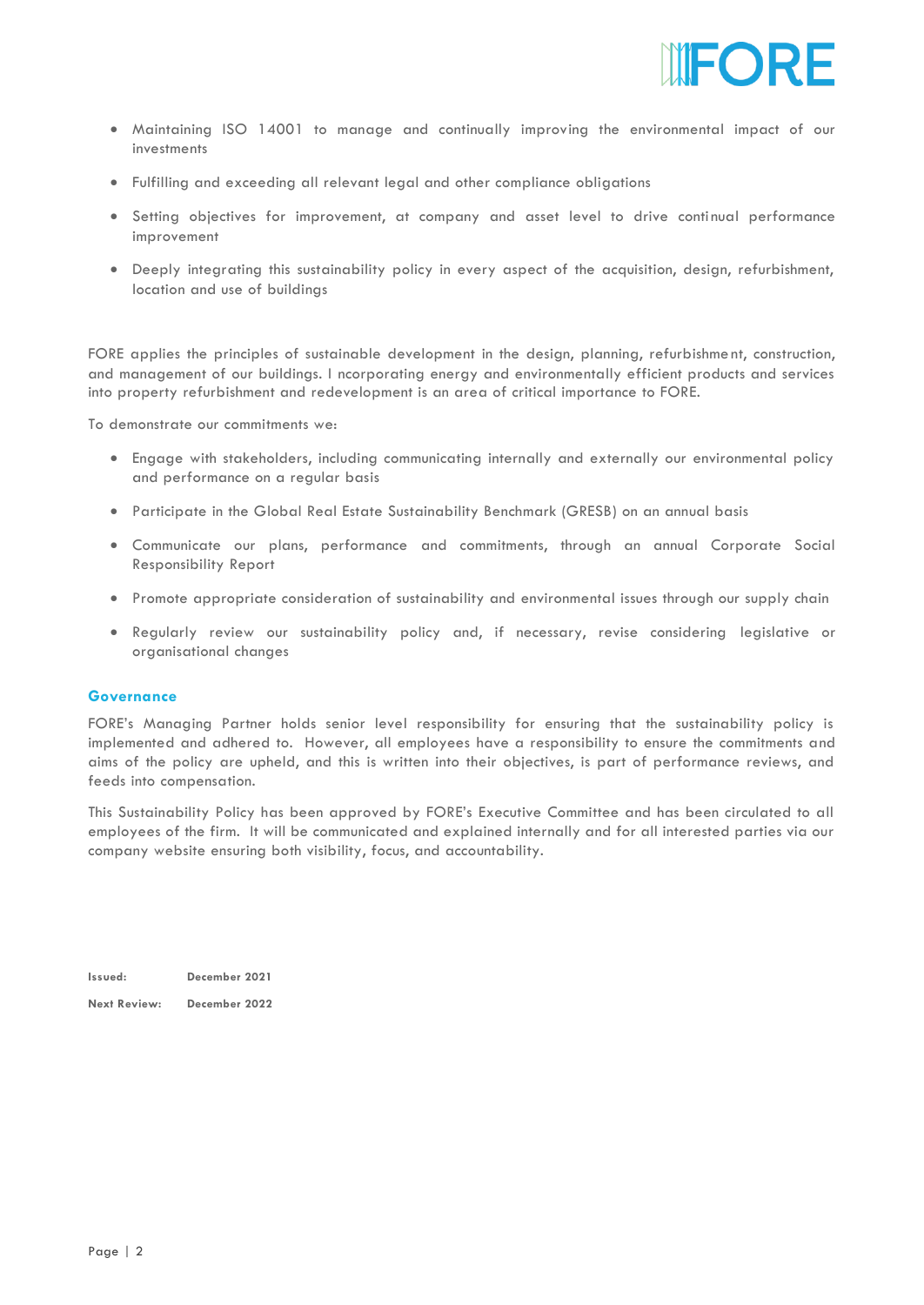- Maintaining ISO 14001 to manage and continually improving the environmental impact of our investments
- Fulfilling and exceeding all relevant legal and other compliance obligations
- Setting objectives for improvement, at company and asset level to drive continual performance improvement
- Deeply integrating this sustainability policy in every aspect of the acquisition, design, refurbishment, location and use of buildings

FORE applies the principles of sustainable development in the design, planning, refurbishment, construction, and management of our buildings. Incorporating energy and environmentally efficient products and services into property refurbishment and redevelopment is an area of critical importance to FORE.

To demonstrate our commitments we:

- Engage with stakeholders, including communicating internally and externally our environmental policy and performance on a regular basis
- Participate in the Global Real Estate Sustainability Benchmark (GRESB) on an annual basis
- Communicate our plans, performance and commitments, through an annual Corporate Social Responsibility Report
- Promote appropriate consideration of sustainability and environmental issues through our supply chain
- Regularly review our sustainability policy and, if necessary, revise considering legislative or organisational changes

## Governance

FORE's Managing Partner holds senior level responsibility for ensuring that the sustainability policy is implemented and adhered to. However, all employees have a responsibility to ensure the commitments and aims of the policy are upheld, and this is written into their objectives, is part of performance reviews, and feeds into compensation.

This Sustainability Policy has been approved by FORE's Executive Committee and has been circulated to all employees of the firm. It will be communicated and explained internally and for all interested parties via our company website ensuring both visibility, focus, and accountability.

**Issued:** **December 2021**

**Next Review:** **December 2022**